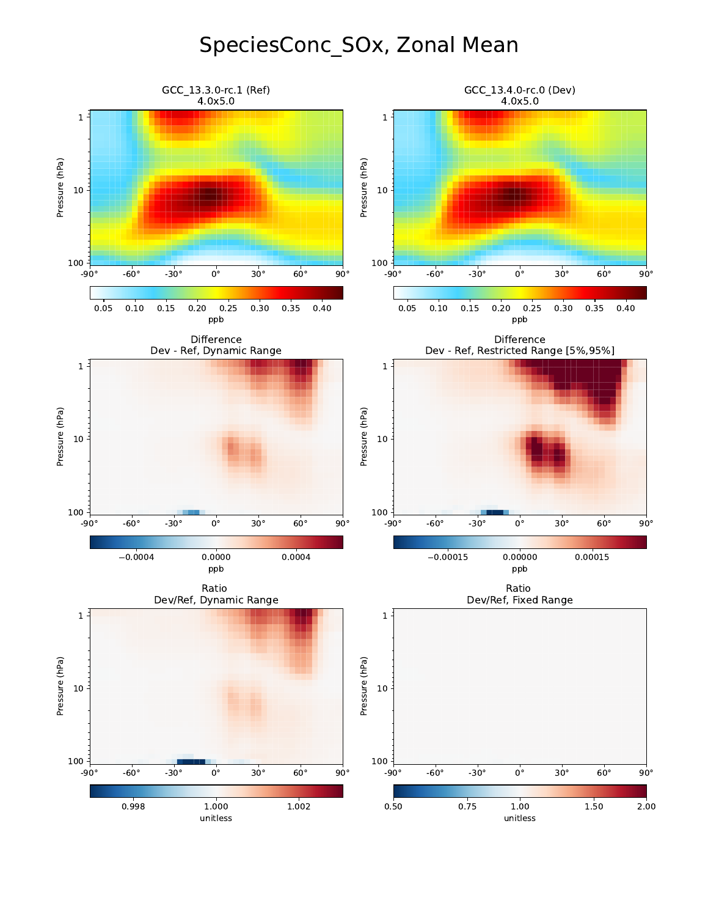# SpeciesConc_SOx, Zonal Mean

GCC_13.3.0-rc.1 (Ref)
4.0x5.0

GCC_13.4.0-rc.0 (Dev)
4.0x5.0

Difference
Dev - Ref, Dynamic Range

Difference
Dev - Ref, Restricted Range [5%,95%]

Ratio
Dev/Ref, Dynamic Range

Ratio
Dev/Ref, Fixed Range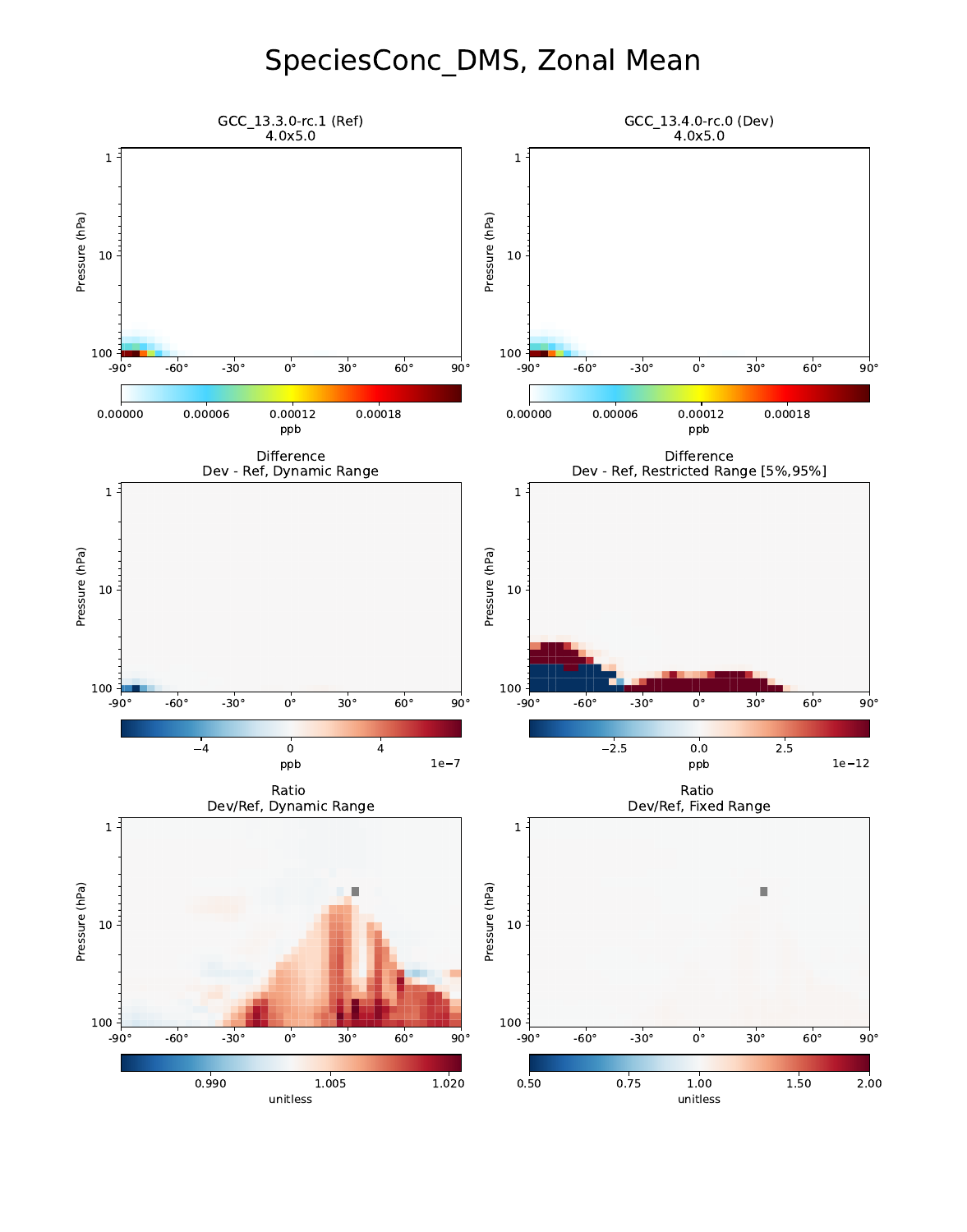# SpeciesConc_DMS, Zonal Mean

GCC_13.3.0-rc.1 (Ref)
4.0x5.0

GCC_13.4.0-rc.0 (Dev)
4.0x5.0

Difference
Dev - Ref, Dynamic Range

Difference
Dev - Ref, Restricted Range [5%,95%]

Ratio
Dev/Ref, Dynamic Range

Ratio
Dev/Ref, Fixed Range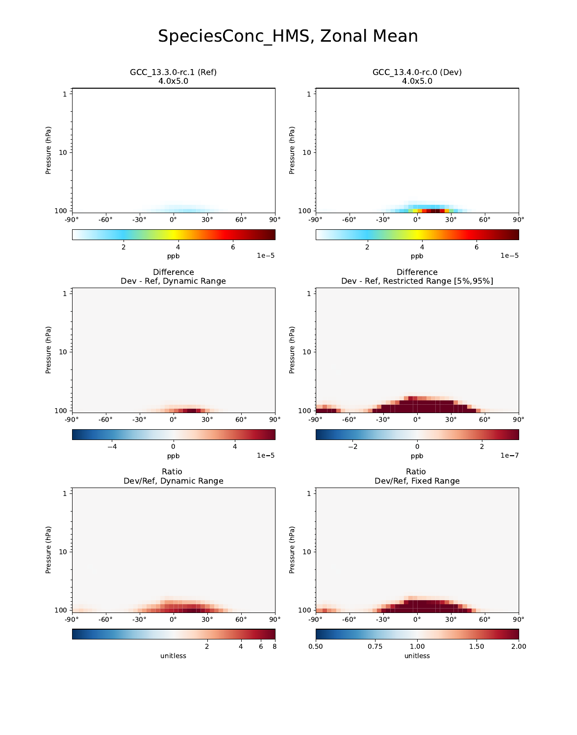# SpeciesConc_HMS, Zonal Mean

GCC_13.3.0-rc.1 (Ref)
4.0x5.0

GCC_13.4.0-rc.0 (Dev)
4.0x5.0

Difference
Dev - Ref, Dynamic Range

Difference
Dev - Ref, Restricted Range [5%,95%]

Ratio
Dev/Ref, Dynamic Range

Ratio
Dev/Ref, Fixed Range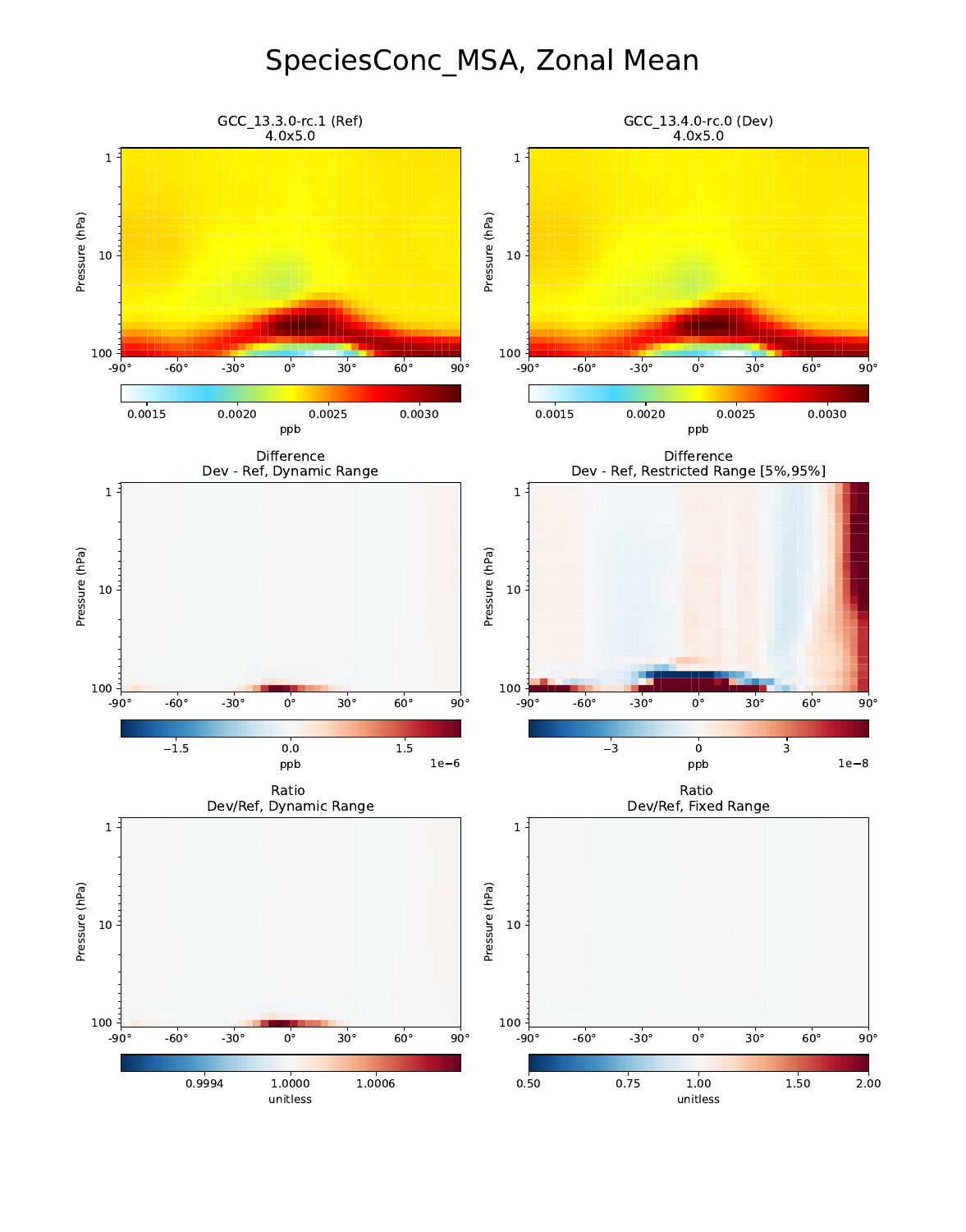# SpeciesConc_MSA, Zonal Mean

GCC_13.3.0-rc.1 (Ref)
4.0x5.0

GCC_13.4.0-rc.0 (Dev)
4.0x5.0

Difference
Dev - Ref, Dynamic Range

Difference
Dev - Ref, Restricted Range [5%,95%]

Ratio
Dev/Ref, Dynamic Range

Ratio
Dev/Ref, Fixed Range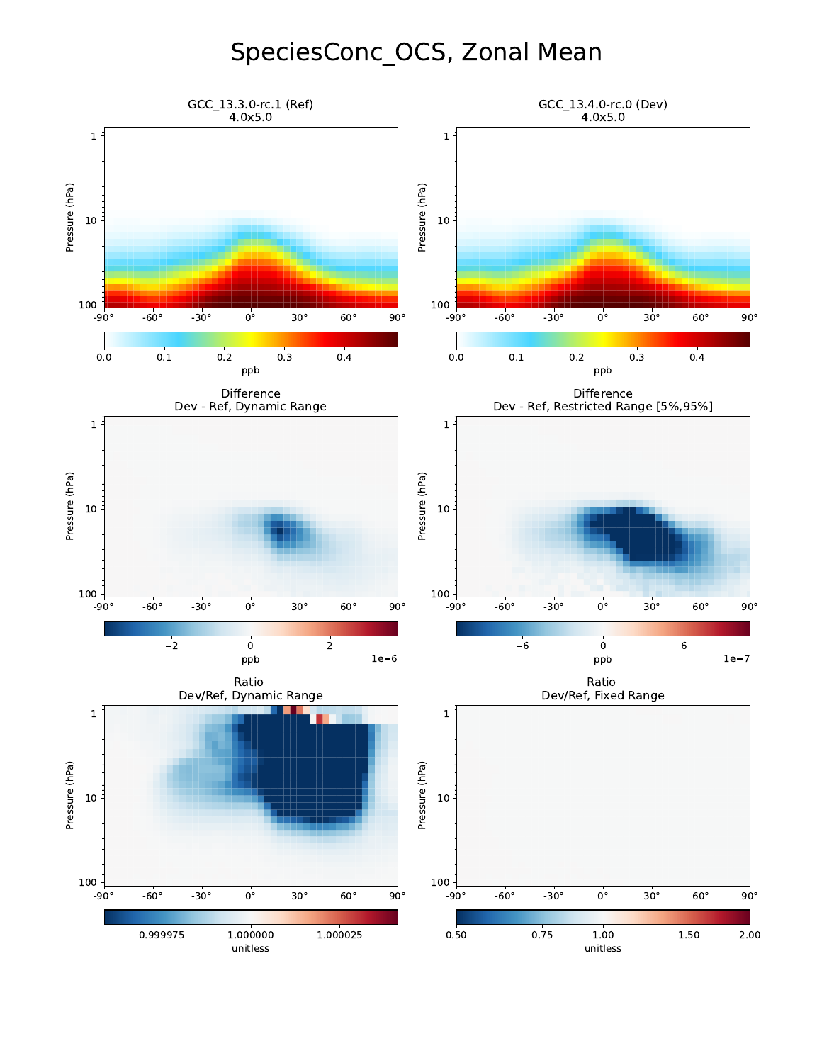# SpeciesConc_OCS, Zonal Mean

GCC_13.3.0-rc.1 (Ref)
4.0x5.0

GCC_13.4.0-rc.0 (Dev)
4.0x5.0

Difference
Dev - Ref, Dynamic Range

Difference
Dev - Ref, Restricted Range [5%,95%]

Ratio
Dev/Ref, Dynamic Range

Ratio
Dev/Ref, Fixed Range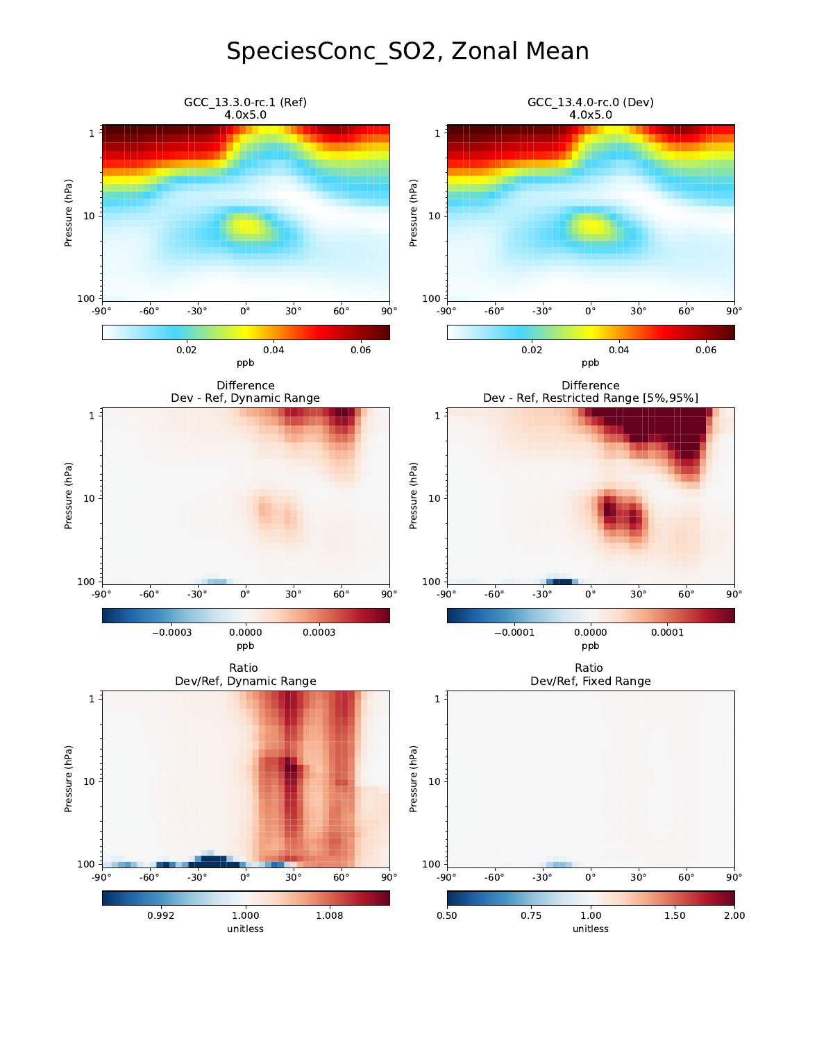# SpeciesConc_SO2, Zonal Mean

GCC_13.3.0-rc.1 (Ref)
4.0x5.0

GCC_13.4.0-rc.0 (Dev)
4.0x5.0

Difference
Dev - Ref, Dynamic Range

Difference
Dev - Ref, Restricted Range [5%,95%]

Ratio
Dev/Ref, Dynamic Range

Ratio
Dev/Ref, Fixed Range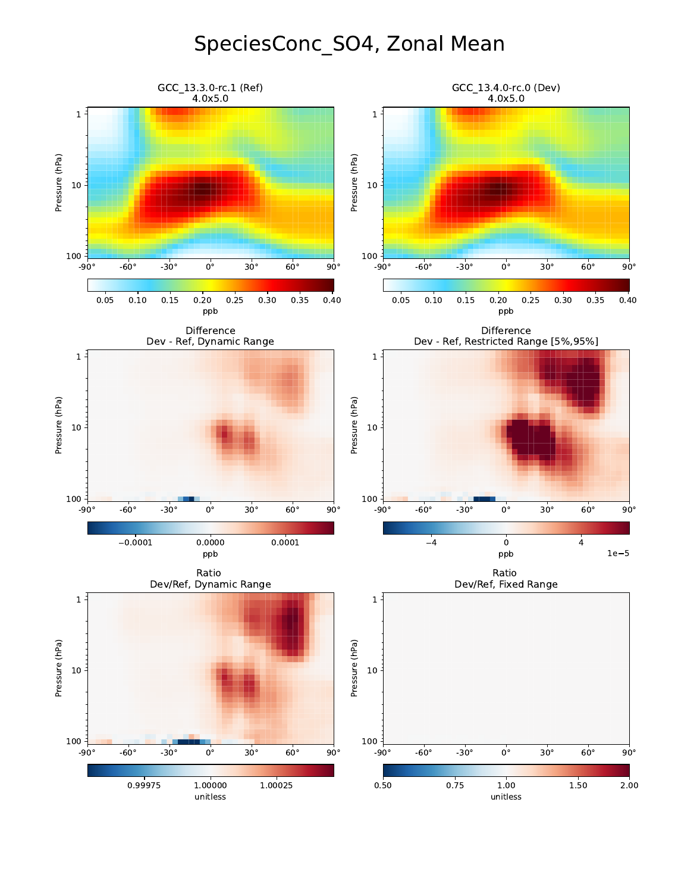# SpeciesConc_SO4, Zonal Mean

GCC_13.3.0-rc.1 (Ref)
4.0x5.0

Pressure (hPa)
1
10
100
-90° -60° -30° 0° 30° 60° 90°
0.05 0.10 0.15 0.20 0.25 0.30 0.35 0.40
ppb

GCC_13.4.0-rc.0 (Dev)
4.0x5.0

Pressure (hPa)
1
10
100
-90° -60° -30° 0° 30° 60° 90°
0.05 0.10 0.15 0.20 0.25 0.30 0.35 0.40
ppb

Difference
Dev - Ref, Dynamic Range

Pressure (hPa)
1
10
100
-90° -60° -30° 0° 30° 60° 90°
−0.0001 0.0000 0.0001
ppb

Difference
Dev - Ref, Restricted Range [5%,95%]

Pressure (hPa)
1
10
100
-90° -60° -30° 0° 30° 60° 90°
−4 0 4
ppb 1e−5

Ratio
Dev/Ref, Dynamic Range

Pressure (hPa)
1
10
100
-90° -60° -30° 0° 30° 60° 90°
0.99975 1.00000 1.00025
unitless

Ratio
Dev/Ref, Fixed Range

Pressure (hPa)
1
10
100
-90° -60° -30° 0° 30° 60° 90°
0.50 0.75 1.00 1.50 2.00
unitless